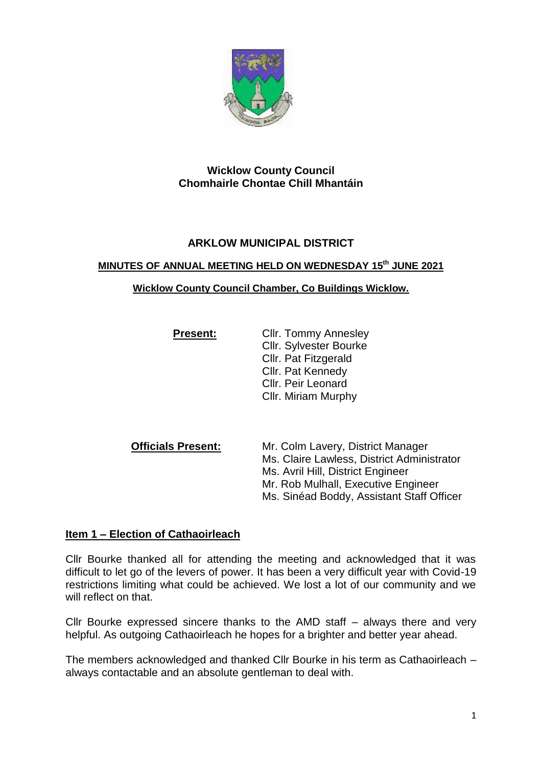**Wicklow County Council**
**Chomhairle Chontae Chill Mhantáin**

# ARKLOW MUNICIPAL DISTRICT

## MINUTES OF ANNUAL MEETING HELD ON WEDNESDAY 15th JUNE 2021

**Wicklow County Council Chamber, Co Buildings Wicklow.**

**Present:**

Cllr. Tommy Annesley
Cllr. Sylvester Bourke
Cllr. Pat Fitzgerald
Cllr. Pat Kennedy
Cllr. Peir Leonard
Cllr. Miriam Murphy

**Officials Present:**

Mr. Colm Lavery, District Manager
Ms. Claire Lawless, District Administrator
Ms. Avril Hill, District Engineer
Mr. Rob Mulhall, Executive Engineer
Ms. Sinéad Boddy, Assistant Staff Officer

### Item 1 – Election of Cathaoirleach

Cllr Bourke thanked all for attending the meeting and acknowledged that it was difficult to let go of the levers of power. It has been a very difficult year with Covid-19 restrictions limiting what could be achieved. We lost a lot of our community and we will reflect on that.

Cllr Bourke expressed sincere thanks to the AMD staff – always there and very helpful. As outgoing Cathaoirleach he hopes for a brighter and better year ahead.

The members acknowledged and thanked Cllr Bourke in his term as Cathaoirleach – always contactable and an absolute gentleman to deal with.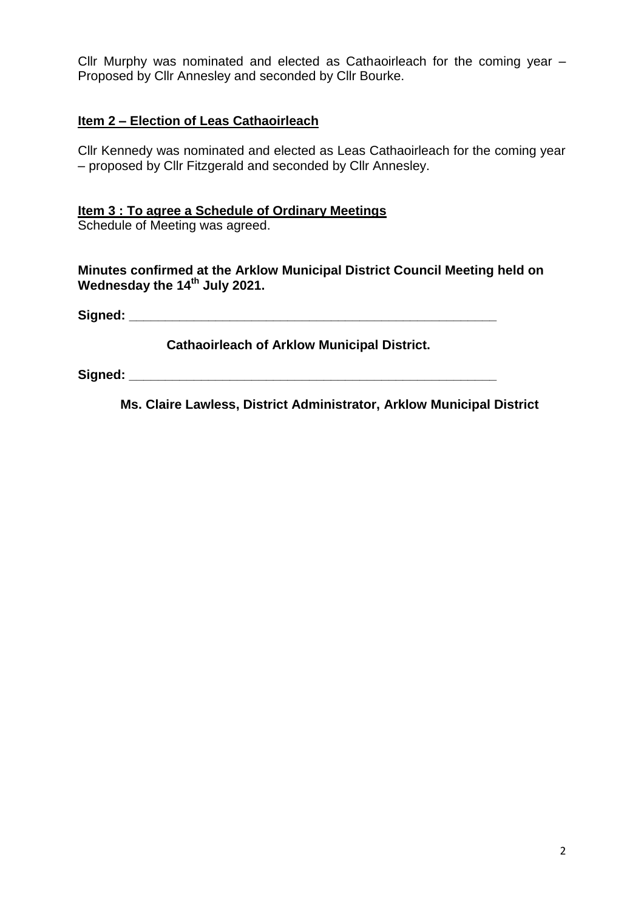Cllr Murphy was nominated and elected as Cathaoirleach for the coming year – Proposed by Cllr Annesley and seconded by Cllr Bourke.

**Item 2 – Election of Leas Cathaoirleach**

Cllr Kennedy was nominated and elected as Leas Cathaoirleach for the coming year – proposed by Cllr Fitzgerald and seconded by Cllr Annesley.

**Item 3 : To agree a Schedule of Ordinary Meetings**

Schedule of Meeting was agreed.

**Minutes confirmed at the Arklow Municipal District Council Meeting held on Wednesday the 14th July 2021.**

**Signed: \_\_\_\_\_\_\_\_\_\_\_\_\_\_\_\_\_\_\_\_\_\_\_\_\_\_\_\_\_\_\_\_\_\_\_\_\_\_\_\_\_\_\_\_\_\_\_\_\_\_**

**Cathaoirleach of Arklow Municipal District.**

**Signed: \_\_\_\_\_\_\_\_\_\_\_\_\_\_\_\_\_\_\_\_\_\_\_\_\_\_\_\_\_\_\_\_\_\_\_\_\_\_\_\_\_\_\_\_\_\_\_\_\_\_**

**Ms. Claire Lawless, District Administrator, Arklow Municipal District**